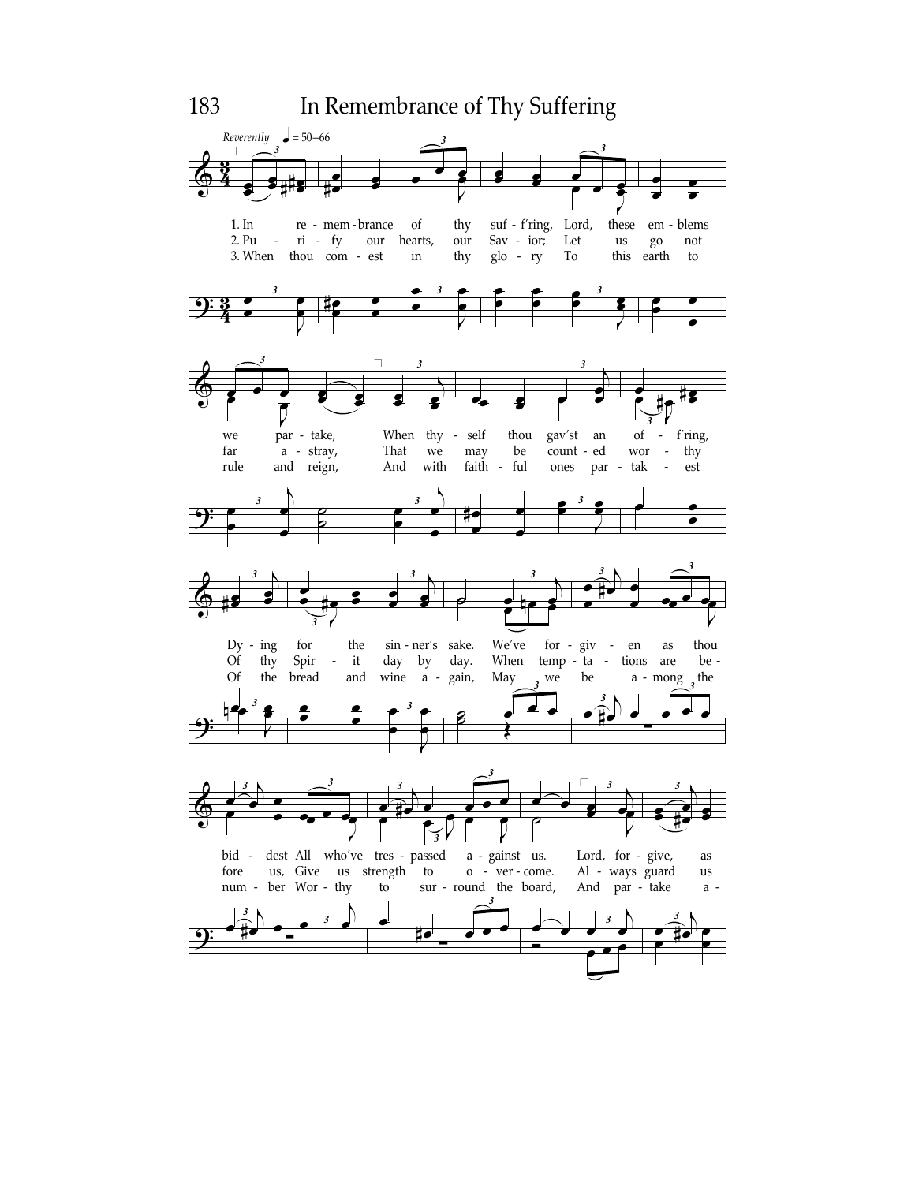# In Remembrance of Thy Suffering

*Reverently* ♩ = 50–66

1. In remembrance of thy suff'ring, Lord, these emblems we partake, When thyself thou gav'st an off'ring, Dying for the sinner's sake. We've forgiven as thou biddest All who've trespassed against us. Lord, forgive, as

2. Purify our hearts, our Savior; Let us go not far astray, That we may be counted worthy Of thy Spirit day by day. When temptations are before us, Give us strength to overcome. Always guard us

3. When thou comest in thy glory To this earth to rule and reign, And with faithful ones partakest Of the bread and wine again, May we be among the number Worthy to surround the board, And partake a-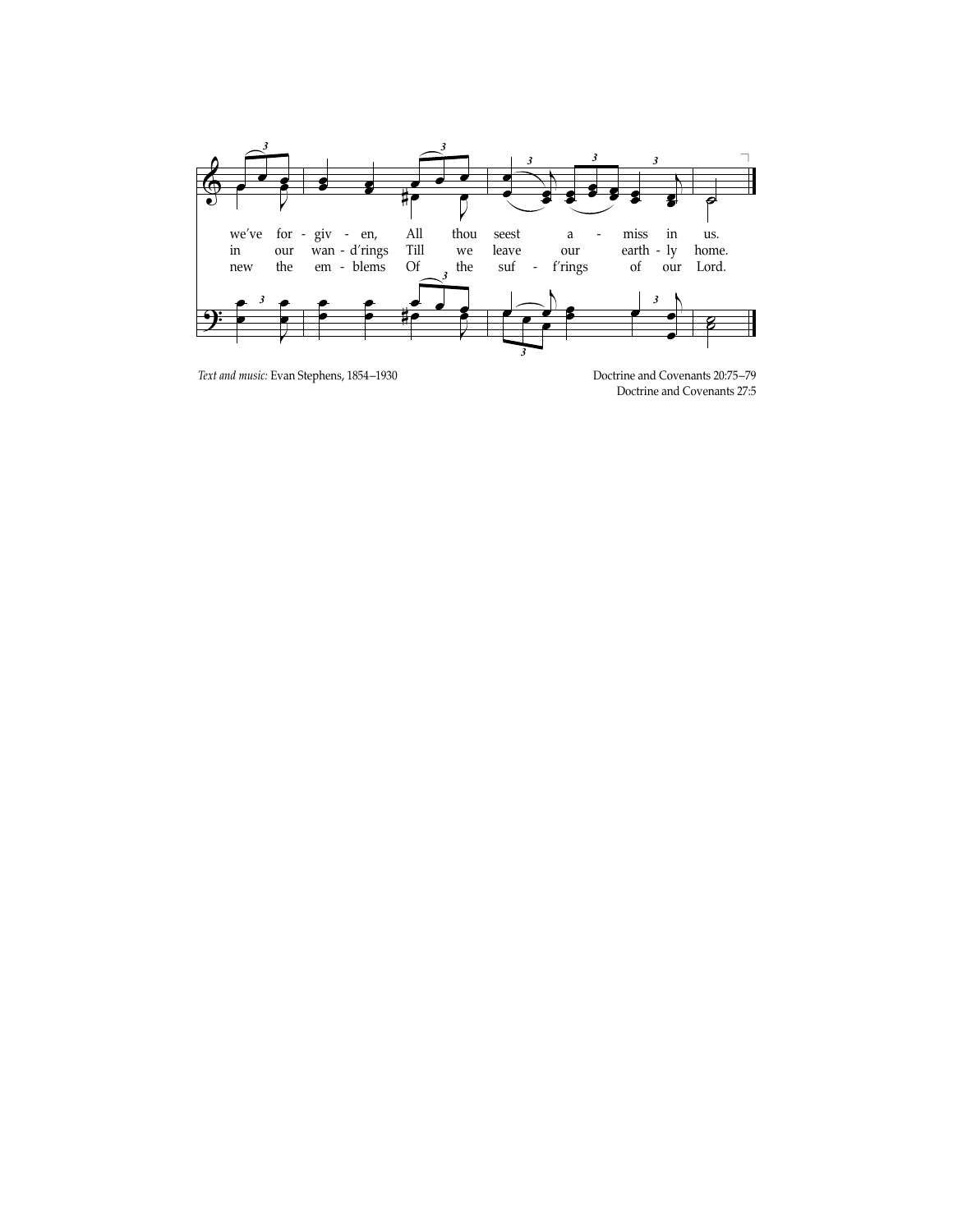we've for - giv - en, All thou seest a - miss in us.
in our wan - d'rings Till we leave our earth - ly home.
new the em - blems Of the suf - f'rings of our Lord.

*Text and music:* Evan Stephens, 1854–1930

Doctrine and Covenants 20:75–79
Doctrine and Covenants 27:5